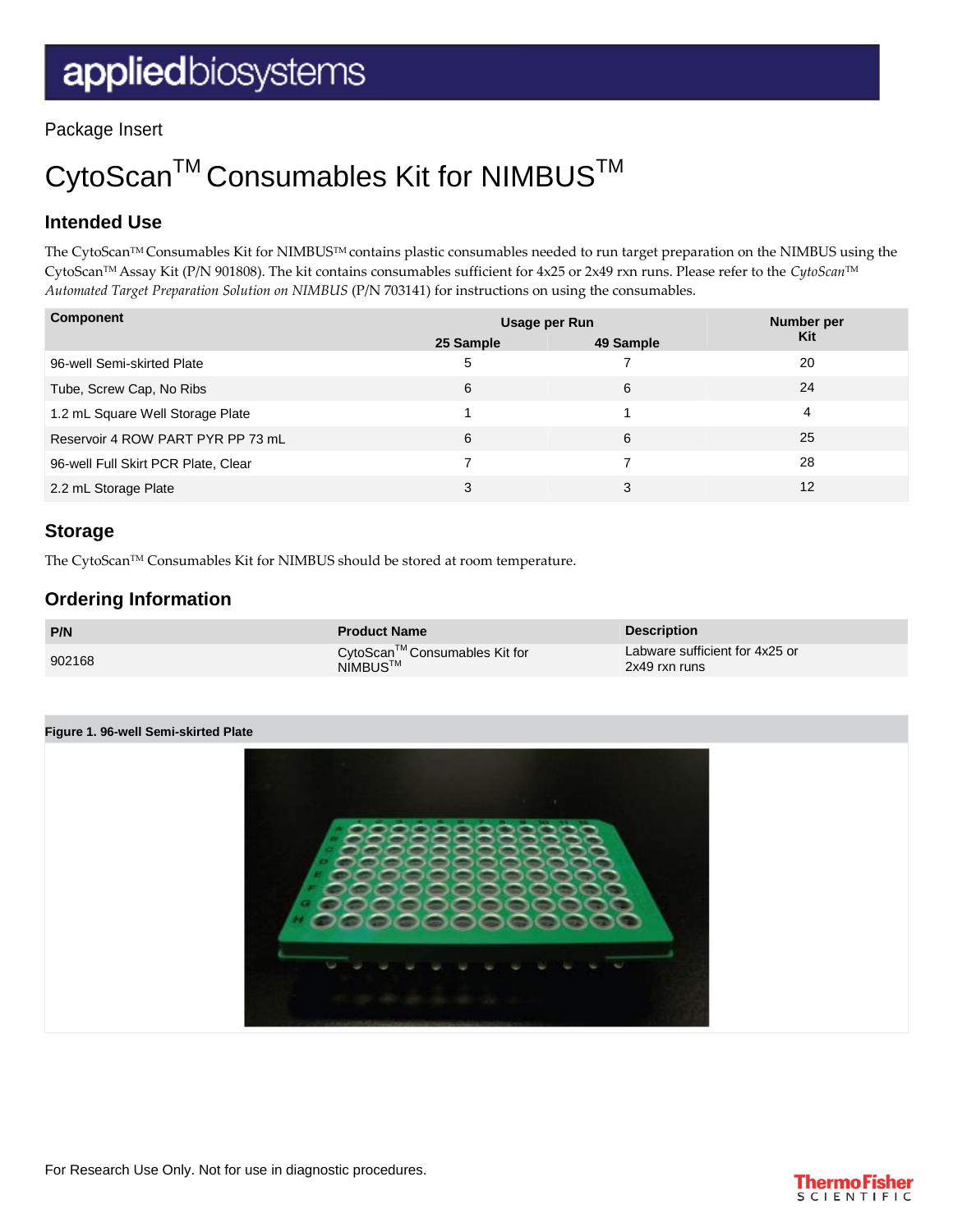Package Insert

# CytoScan™ Consumables Kit for NIMBUS™

## Intended Use

The CytoScan™ Consumables Kit for NIMBUS™ contains plastic consumables needed to run target preparation on the NIMBUS using the CytoScan™ Assay Kit (P/N 901808). The kit contains consumables sufficient for 4x25 or 2x49 rxn runs. Please refer to the *CytoScan™ Automated Target Preparation Solution on NIMBUS* (P/N 703141) for instructions on using the consumables.

| Component | Usage per Run | | Number per Kit |
|---|---|---|---|
| | 25 Sample | 49 Sample | |
| 96-well Semi-skirted Plate | 5 | 7 | 20 |
| Tube, Screw Cap, No Ribs | 6 | 6 | 24 |
| 1.2 mL Square Well Storage Plate | 1 | 1 | 4 |
| Reservoir 4 ROW PART PYR PP 73 mL | 6 | 6 | 25 |
| 96-well Full Skirt PCR Plate, Clear | 7 | 7 | 28 |
| 2.2 mL Storage Plate | 3 | 3 | 12 |

## Storage

The CytoScan™ Consumables Kit for NIMBUS should be stored at room temperature.

## Ordering Information

| P/N | Product Name | Description |
|---|---|---|
| 902168 | CytoScan™ Consumables Kit for NIMBUS™ | Labware sufficient for 4x25 or 2x49 rxn runs |

**Figure 1. 96-well Semi-skirted Plate**

For Research Use Only. Not for use in diagnostic procedures.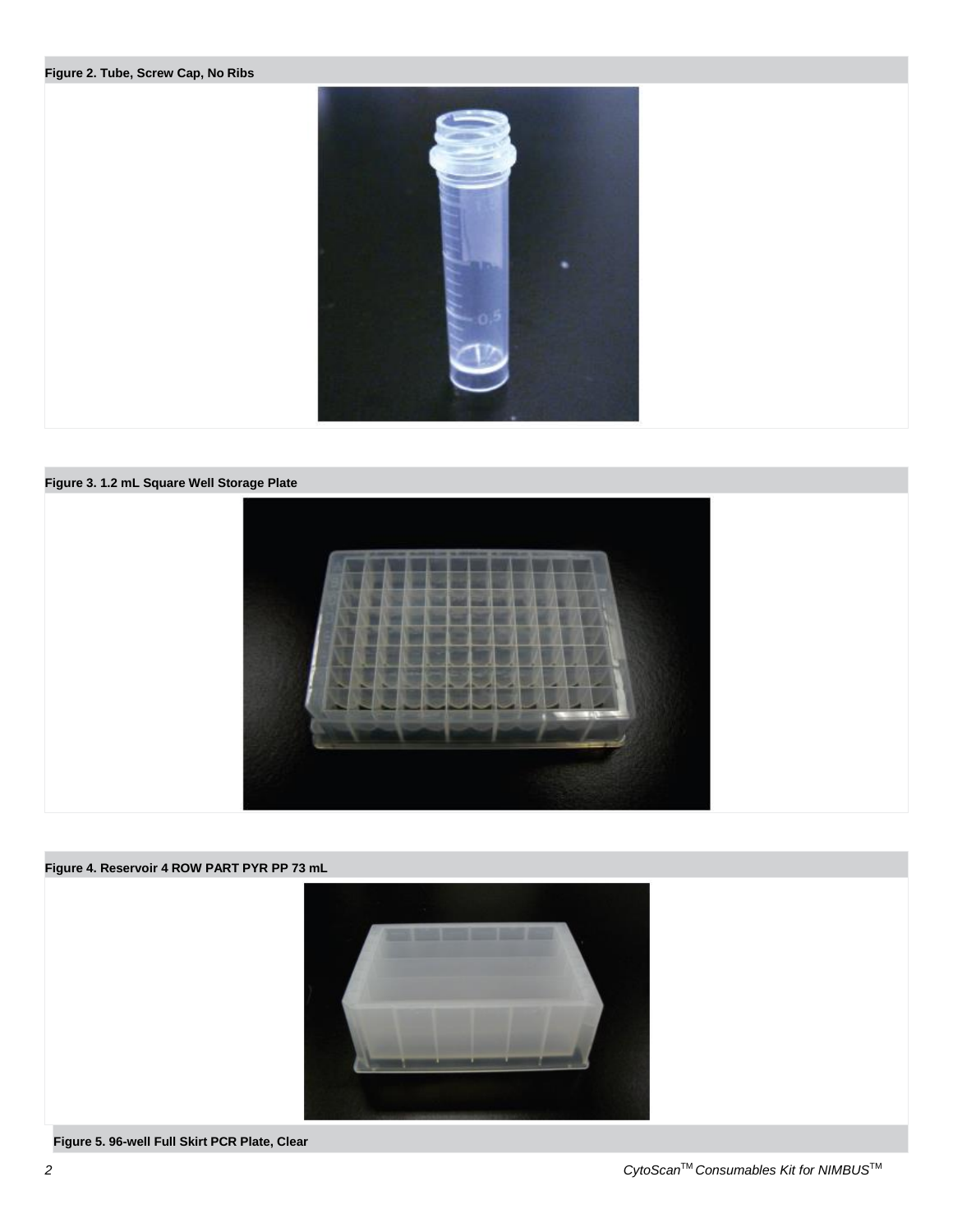**Figure 2. Tube, Screw Cap, No Ribs**

**Figure 3. 1.2 mL Square Well Storage Plate**

**Figure 4. Reservoir 4 ROW PART PYR PP 73 mL**

**Figure 5. 96-well Full Skirt PCR Plate, Clear**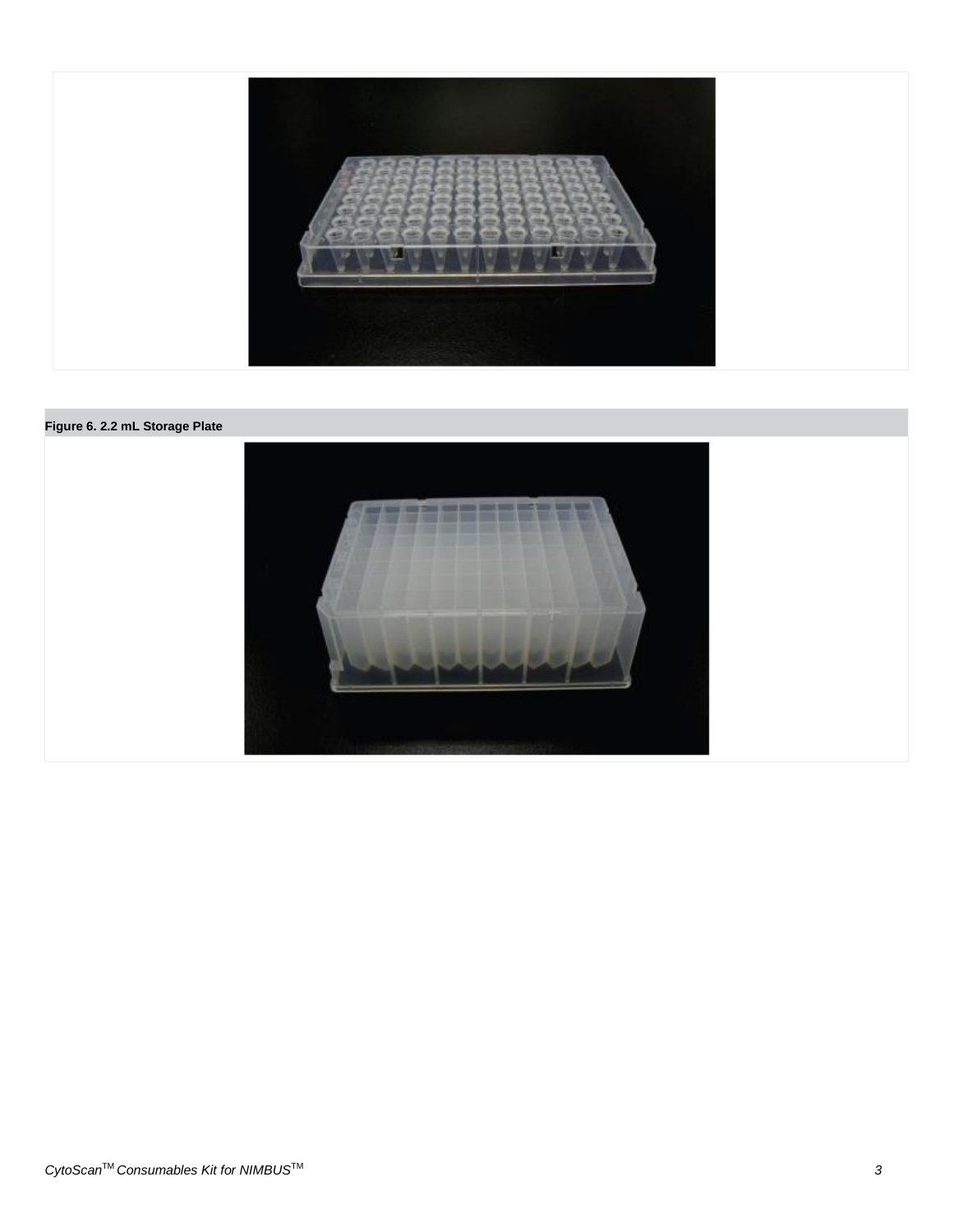**Figure 6. 2.2 mL Storage Plate**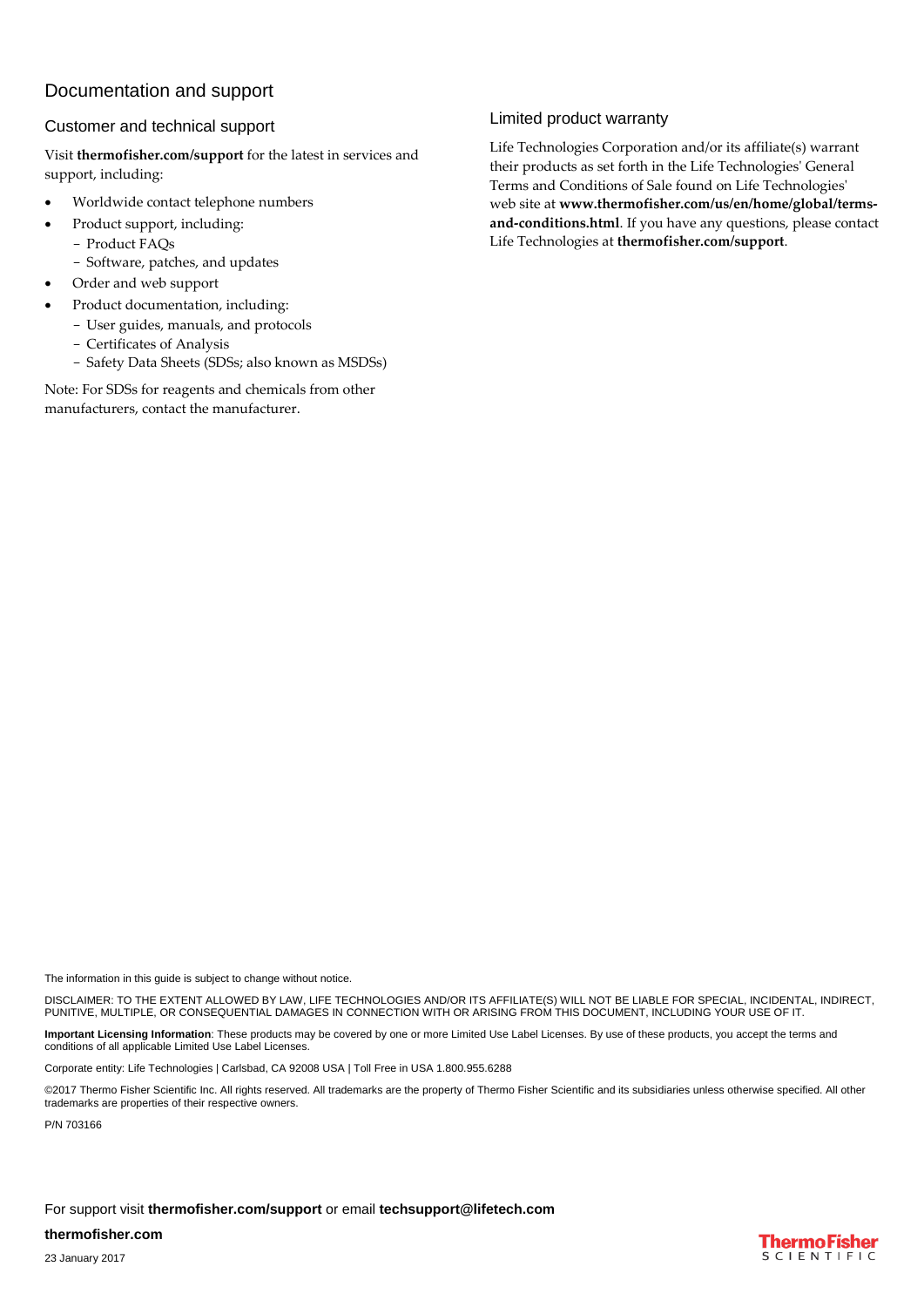# Documentation and support

## Customer and technical support

Visit **thermofisher.com/support** for the latest in services and support, including:

- Worldwide contact telephone numbers
- Product support, including:
  - Product FAQs
  - Software, patches, and updates
- Order and web support
- Product documentation, including:
  - User guides, manuals, and protocols
  - Certificates of Analysis
  - Safety Data Sheets (SDSs; also known as MSDSs)

Note: For SDSs for reagents and chemicals from other manufacturers, contact the manufacturer.

## Limited product warranty

Life Technologies Corporation and/or its affiliate(s) warrant their products as set forth in the Life Technologies' General Terms and Conditions of Sale found on Life Technologies' web site at **www.thermofisher.com/us/en/home/global/terms-and-conditions.html**. If you have any questions, please contact Life Technologies at **thermofisher.com/support**.

The information in this guide is subject to change without notice.

DISCLAIMER: TO THE EXTENT ALLOWED BY LAW, LIFE TECHNOLOGIES AND/OR ITS AFFILIATE(S) WILL NOT BE LIABLE FOR SPECIAL, INCIDENTAL, INDIRECT, PUNITIVE, MULTIPLE, OR CONSEQUENTIAL DAMAGES IN CONNECTION WITH OR ARISING FROM THIS DOCUMENT, INCLUDING YOUR USE OF IT.

**Important Licensing Information**: These products may be covered by one or more Limited Use Label Licenses. By use of these products, you accept the terms and conditions of all applicable Limited Use Label Licenses.

Corporate entity: Life Technologies | Carlsbad, CA 92008 USA | Toll Free in USA 1.800.955.6288

©2017 Thermo Fisher Scientific Inc. All rights reserved. All trademarks are the property of Thermo Fisher Scientific and its subsidiaries unless otherwise specified. All other trademarks are properties of their respective owners.

P/N 703166

For support visit **thermofisher.com/support** or email **techsupport@lifetech.com**

**thermofisher.com**

23 January 2017

ThermoFisher SCIENTIFIC